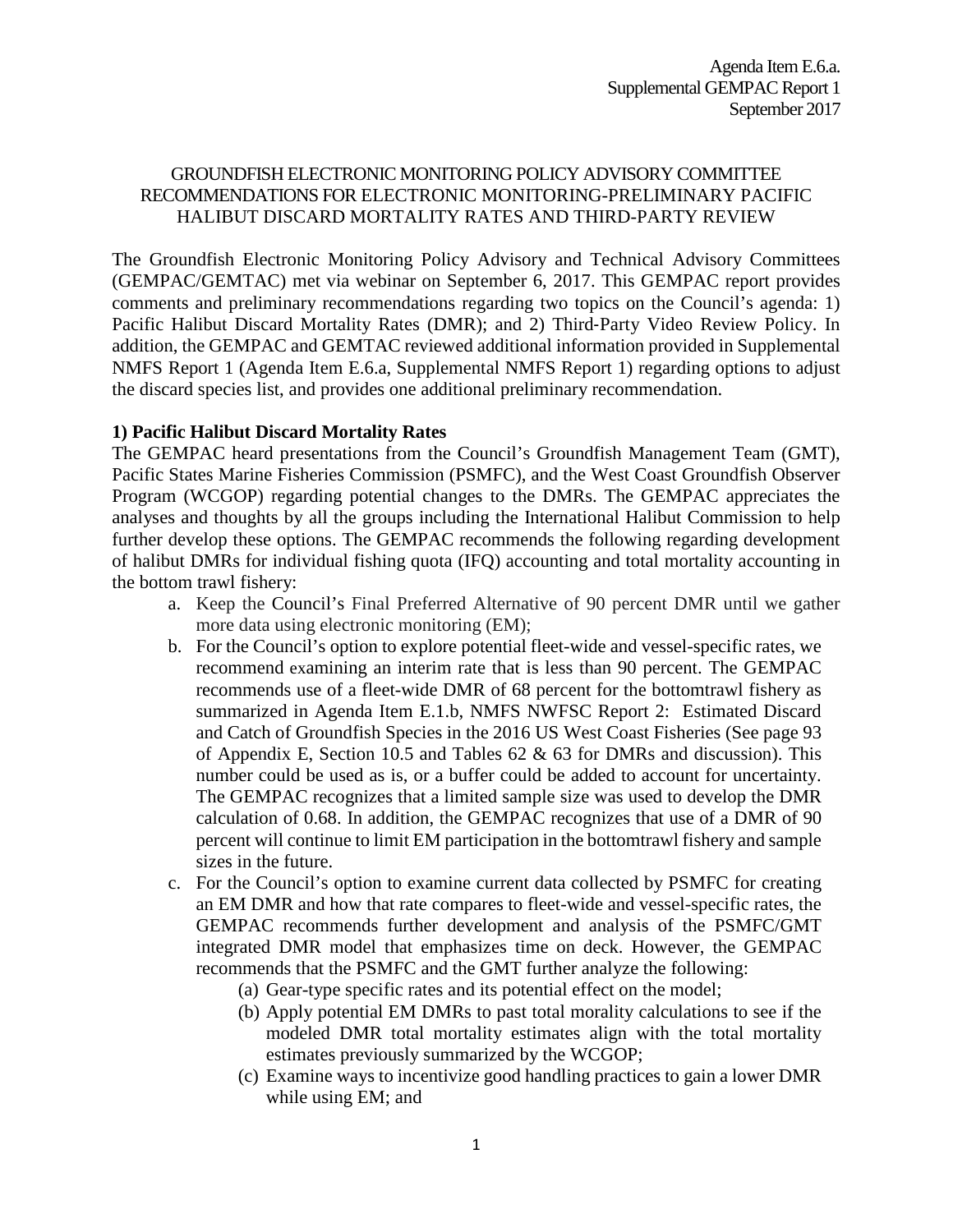Agenda Item E.6.a.
Supplemental GEMPAC Report 1
September 2017

GROUNDFISH ELECTRONIC MONITORING POLICY ADVISORY COMMITTEE RECOMMENDATIONS FOR ELECTRONIC MONITORING-PRELIMINARY PACIFIC HALIBUT DISCARD MORTALITY RATES AND THIRD-PARTY REVIEW

The Groundfish Electronic Monitoring Policy Advisory and Technical Advisory Committees (GEMPAC/GEMTAC) met via webinar on September 6, 2017. This GEMPAC report provides comments and preliminary recommendations regarding two topics on the Council's agenda: 1) Pacific Halibut Discard Mortality Rates (DMR); and 2) Third-Party Video Review Policy. In addition, the GEMPAC and GEMTAC reviewed additional information provided in Supplemental NMFS Report 1 (Agenda Item E.6.a, Supplemental NMFS Report 1) regarding options to adjust the discard species list, and provides one additional preliminary recommendation.

**1) Pacific Halibut Discard Mortality Rates**

The GEMPAC heard presentations from the Council's Groundfish Management Team (GMT), Pacific States Marine Fisheries Commission (PSMFC), and the West Coast Groundfish Observer Program (WCGOP) regarding potential changes to the DMRs. The GEMPAC appreciates the analyses and thoughts by all the groups including the International Halibut Commission to help further develop these options. The GEMPAC recommends the following regarding development of halibut DMRs for individual fishing quota (IFQ) accounting and total mortality accounting in the bottom trawl fishery:

a. Keep the Council's Final Preferred Alternative of 90 percent DMR until we gather more data using electronic monitoring (EM);
b. For the Council's option to explore potential fleet-wide and vessel-specific rates, we recommend examining an interim rate that is less than 90 percent. The GEMPAC recommends use of a fleet-wide DMR of 68 percent for the bottomtrawl fishery as summarized in Agenda Item E.1.b, NMFS NWFSC Report 2: Estimated Discard and Catch of Groundfish Species in the 2016 US West Coast Fisheries (See page 93 of Appendix E, Section 10.5 and Tables 62 & 63 for DMRs and discussion). This number could be used as is, or a buffer could be added to account for uncertainty. The GEMPAC recognizes that a limited sample size was used to develop the DMR calculation of 0.68. In addition, the GEMPAC recognizes that use of a DMR of 90 percent will continue to limit EM participation in the bottomtrawl fishery and sample sizes in the future.
c. For the Council's option to examine current data collected by PSMFC for creating an EM DMR and how that rate compares to fleet-wide and vessel-specific rates, the GEMPAC recommends further development and analysis of the PSMFC/GMT integrated DMR model that emphasizes time on deck. However, the GEMPAC recommends that the PSMFC and the GMT further analyze the following:
    (a) Gear-type specific rates and its potential effect on the model;
    (b) Apply potential EM DMRs to past total morality calculations to see if the modeled DMR total mortality estimates align with the total mortality estimates previously summarized by the WCGOP;
    (c) Examine ways to incentivize good handling practices to gain a lower DMR while using EM; and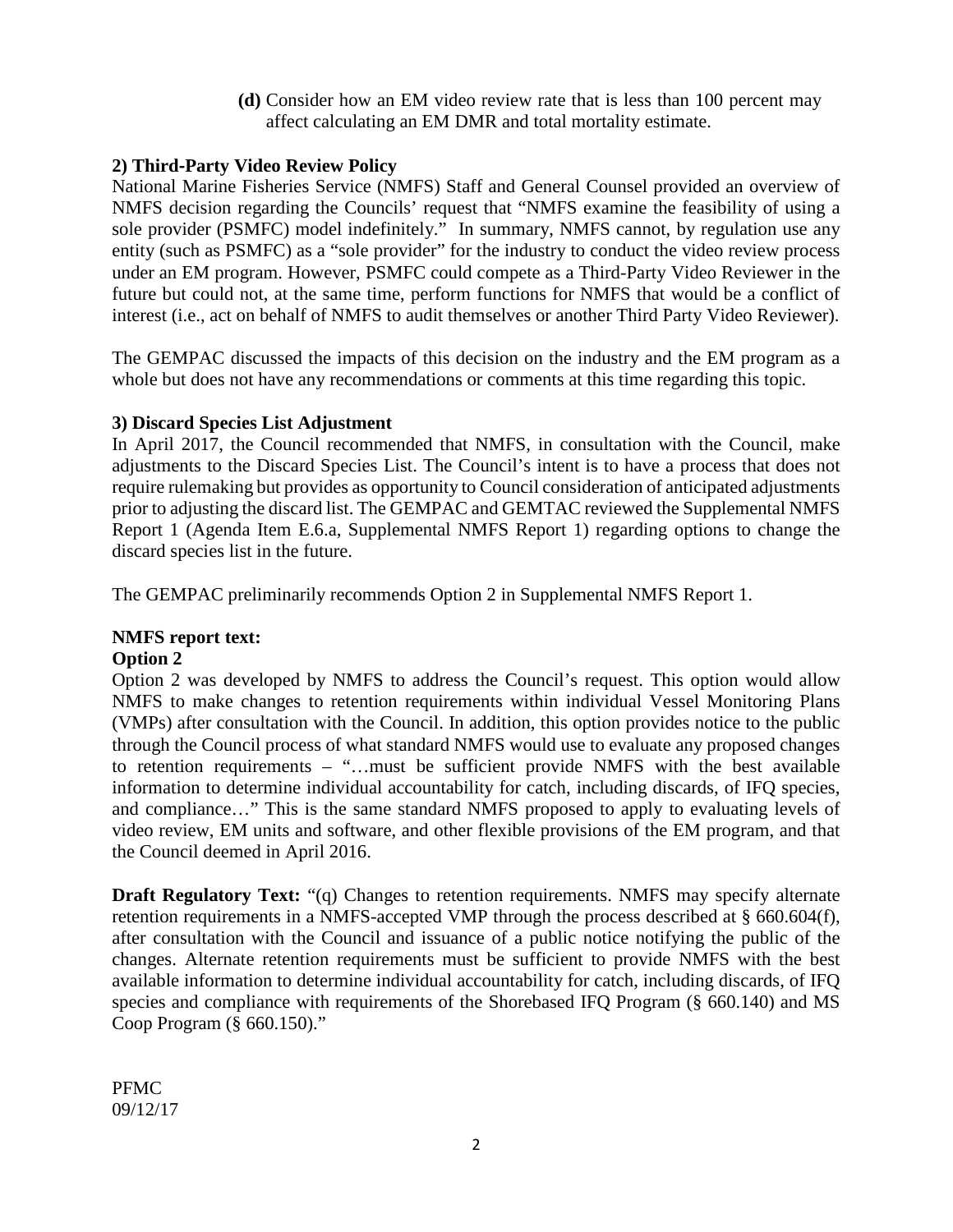**(d)** Consider how an EM video review rate that is less than 100 percent may affect calculating an EM DMR and total mortality estimate.

**2) Third-Party Video Review Policy**

National Marine Fisheries Service (NMFS) Staff and General Counsel provided an overview of NMFS decision regarding the Councils' request that "NMFS examine the feasibility of using a sole provider (PSMFC) model indefinitely." In summary, NMFS cannot, by regulation use any entity (such as PSMFC) as a "sole provider" for the industry to conduct the video review process under an EM program. However, PSMFC could compete as a Third-Party Video Reviewer in the future but could not, at the same time, perform functions for NMFS that would be a conflict of interest (i.e., act on behalf of NMFS to audit themselves or another Third Party Video Reviewer).

The GEMPAC discussed the impacts of this decision on the industry and the EM program as a whole but does not have any recommendations or comments at this time regarding this topic.

**3) Discard Species List Adjustment**

In April 2017, the Council recommended that NMFS, in consultation with the Council, make adjustments to the Discard Species List. The Council's intent is to have a process that does not require rulemaking but provides as opportunity to Council consideration of anticipated adjustments prior to adjusting the discard list. The GEMPAC and GEMTAC reviewed the Supplemental NMFS Report 1 (Agenda Item E.6.a, Supplemental NMFS Report 1) regarding options to change the discard species list in the future.

The GEMPAC preliminarily recommends Option 2 in Supplemental NMFS Report 1.

**NMFS report text:**

**Option 2**

Option 2 was developed by NMFS to address the Council's request. This option would allow NMFS to make changes to retention requirements within individual Vessel Monitoring Plans (VMPs) after consultation with the Council. In addition, this option provides notice to the public through the Council process of what standard NMFS would use to evaluate any proposed changes to retention requirements – "…must be sufficient provide NMFS with the best available information to determine individual accountability for catch, including discards, of IFQ species, and compliance…" This is the same standard NMFS proposed to apply to evaluating levels of video review, EM units and software, and other flexible provisions of the EM program, and that the Council deemed in April 2016.

**Draft Regulatory Text:** "(q) Changes to retention requirements. NMFS may specify alternate retention requirements in a NMFS-accepted VMP through the process described at § 660.604(f), after consultation with the Council and issuance of a public notice notifying the public of the changes. Alternate retention requirements must be sufficient to provide NMFS with the best available information to determine individual accountability for catch, including discards, of IFQ species and compliance with requirements of the Shorebased IFQ Program (§ 660.140) and MS Coop Program (§ 660.150)."

PFMC
09/12/17